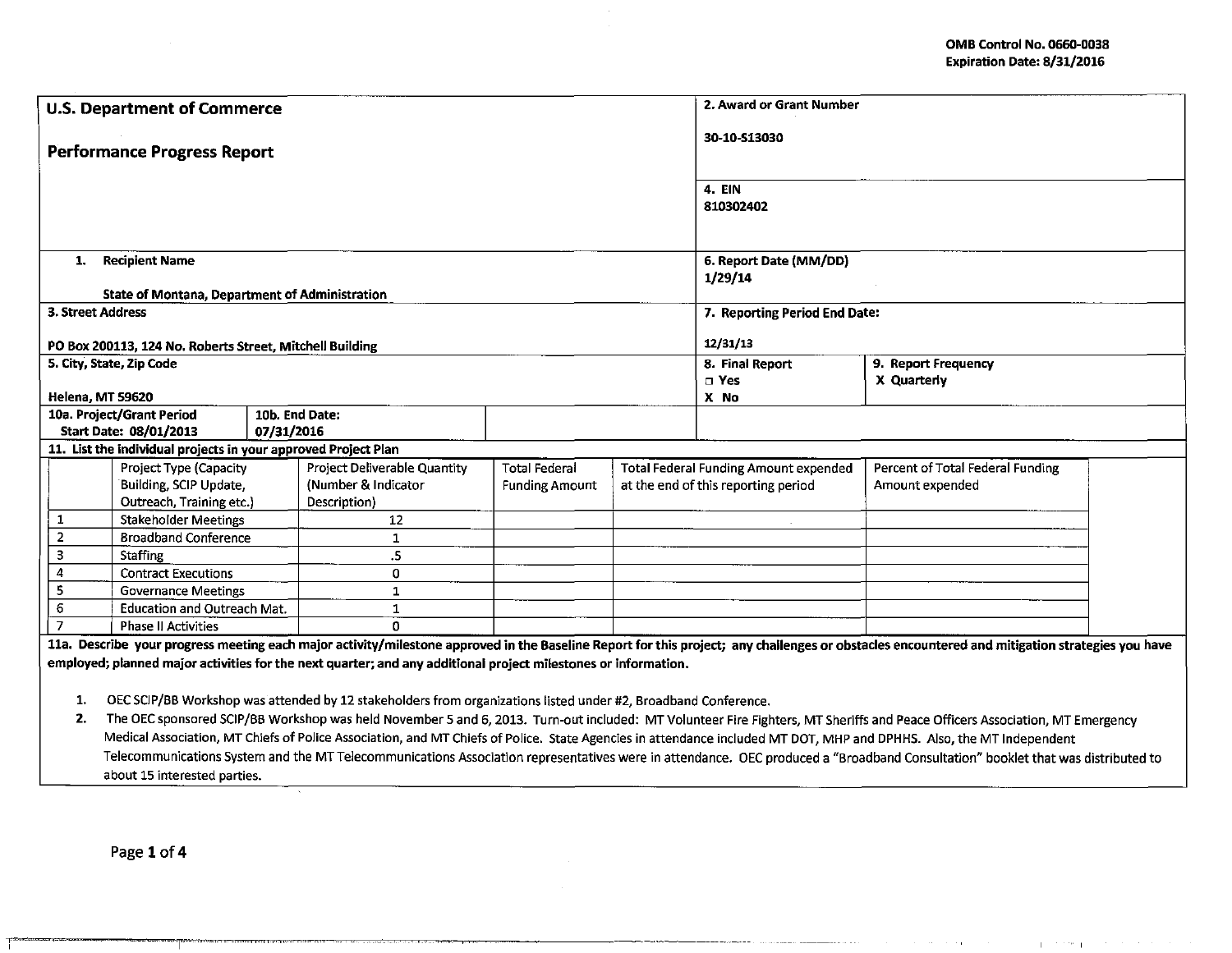OMB Control No. 0660-0038
Expiration Date: 8/31/2016

| U.S. Department of Commerce<br><br>Performance Progress Report | 2. Award or Grant Number<br><br>30-10-S13030 | |
|---|---|---|
| | 4. EIN<br>810302402 | |
| 1. Recipient Name<br><br>State of Montana, Department of Administration | 6. Report Date (MM/DD)<br>1/29/14 | |
| 3. Street Address<br><br>PO Box 200113, 124 No. Roberts Street, Mitchell Building | 7. Reporting Period End Date:<br><br>12/31/13 | |
| 5. City, State, Zip Code<br><br>Helena, MT 59620 | 8. Final Report<br>□ Yes<br>X No | 9. Report Frequency<br>X Quarterly |
| 10a. Project/Grant Period Start Date: 08/01/2013 — 10b. End Date: 07/31/2016 | | |

**11. List the individual projects in your approved Project Plan**

| | Project Type (Capacity Building, SCIP Update, Outreach, Training etc.) | Project Deliverable Quantity (Number & Indicator Description) | Total Federal Funding Amount | Total Federal Funding Amount expended at the end of this reporting period | Percent of Total Federal Funding Amount expended |
|---|---|---|---|---|---|
| 1 | Stakeholder Meetings | 12 | | | |
| 2 | Broadband Conference | 1 | | | |
| 3 | Staffing | .5 | | | |
| 4 | Contract Executions | 0 | | | |
| 5 | Governance Meetings | 1 | | | |
| 6 | Education and Outreach Mat. | 1 | | | |
| 7 | Phase II Activities | 0 | | | |

**11a. Describe your progress meeting each major activity/milestone approved in the Baseline Report for this project; any challenges or obstacles encountered and mitigation strategies you have employed; planned major activities for the next quarter; and any additional project milestones or information.**

1. OEC SCIP/BB Workshop was attended by 12 stakeholders from organizations listed under #2, Broadband Conference.
2. The OEC sponsored SCIP/BB Workshop was held November 5 and 6, 2013. Turn-out included: MT Volunteer Fire Fighters, MT Sheriffs and Peace Officers Association, MT Emergency Medical Association, MT Chiefs of Police Association, and MT Chiefs of Police. State Agencies in attendance included MT DOT, MHP and DPHHS. Also, the MT Independent Telecommunications System and the MT Telecommunications Association representatives were in attendance. OEC produced a "Broadband Consultation" booklet that was distributed to about 15 interested parties.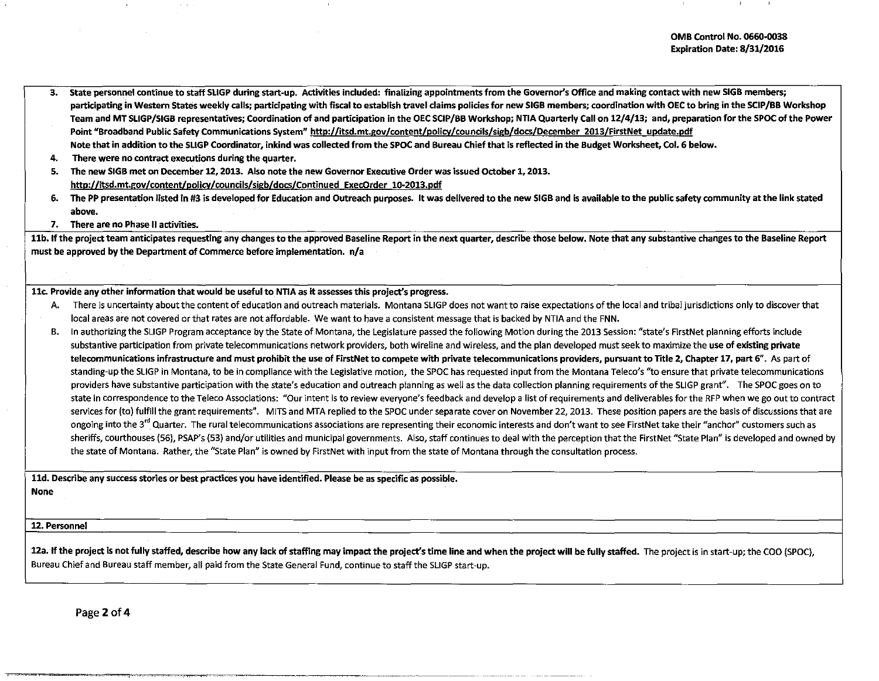**3. State personnel continue to staff SLIGP during start-up. Activities included: finalizing appointments from the Governor's Office and making contact with new SIGB members; participating in Western States weekly calls; participating with fiscal to establish travel claims policies for new SIGB members; coordination with OEC to bring in the SCIP/BB Workshop Team and MT SLIGP/SIGB representatives; Coordination of and participation in the OEC SCIP/BB Workshop; NTIA Quarterly Call on 12/4/13; and, preparation for the SPOC of the Power Point "Broadband Public Safety Communications System" http://itsd.mt.gov/content/policy/councils/sigb/docs/December_2013/FirstNet_update.pdf**
**Note that in addition to the SLIGP Coordinator, inkind was collected from the SPOC and Bureau Chief that is reflected in the Budget Worksheet, Col. 6 below.**

**4. There were no contract executions during the quarter.**

**5. The new SIGB met on December 12, 2013. Also note the new Governor Executive Order was issued October 1, 2013. http://itsd.mt.gov/content/policy/councils/sigb/docs/Continued_ExecOrder_10-2013.pdf**

**6. The PP presentation listed in #3 is developed for Education and Outreach purposes. It was delivered to the new SIGB and is available to the public safety community at the link stated above.**

**7. There are no Phase II activities.**

**11b. If the project team anticipates requesting any changes to the approved Baseline Report in the next quarter, describe those below. Note that any substantive changes to the Baseline Report must be approved by the Department of Commerce before implementation. n/a**

**11c. Provide any other information that would be useful to NTIA as it assesses this project's progress.**

A. There is uncertainty about the content of education and outreach materials. Montana SLIGP does not want to raise expectations of the local and tribal jurisdictions only to discover that local areas are not covered or that rates are not affordable. We want to have a consistent message that is backed by NTIA and the FNN.

B. In authorizing the SLIGP Program acceptance by the State of Montana, the Legislature passed the following Motion during the 2013 Session: "state's FirstNet planning efforts include substantive participation from private telecommunications network providers, both wireline and wireless, and the plan developed must seek to maximize the **use of existing private telecommunications infrastructure and must prohibit the use of FirstNet to compete with private telecommunications providers, pursuant to Title 2, Chapter 17, part 6**". As part of standing-up the SLIGP in Montana, to be in compliance with the Legislative motion, the SPOC has requested input from the Montana Teleco's "to ensure that private telecommunications providers have substantive participation with the state's education and outreach planning as well as the data collection planning requirements of the SLIGP grant". The SPOC goes on to state in correspondence to the Teleco Associations: "Our intent is to review everyone's feedback and develop a list of requirements and deliverables for the RFP when we go out to contract services for (to) fulfill the grant requirements". MITS and MTA replied to the SPOC under separate cover on November 22, 2013. These position papers are the basis of discussions that are ongoing into the 3rd Quarter. The rural telecommunications associations are representing their economic interests and don't want to see FirstNet take their "anchor" customers such as sheriffs, courthouses (56), PSAP's (53) and/or utilities and municipal governments. Also, staff continues to deal with the perception that the FirstNet "State Plan" is developed and owned by the state of Montana. Rather, the "State Plan" is owned by FirstNet with input from the state of Montana through the consultation process.

**11d. Describe any success stories or best practices you have identified. Please be as specific as possible.**
**None**

## 12. Personnel

**12a. If the project is not fully staffed, describe how any lack of staffing may impact the project's time line and when the project will be fully staffed.** The project is in start-up; the COO (SPOC), Bureau Chief and Bureau staff member, all paid from the State General Fund, continue to staff the SLIGP start-up.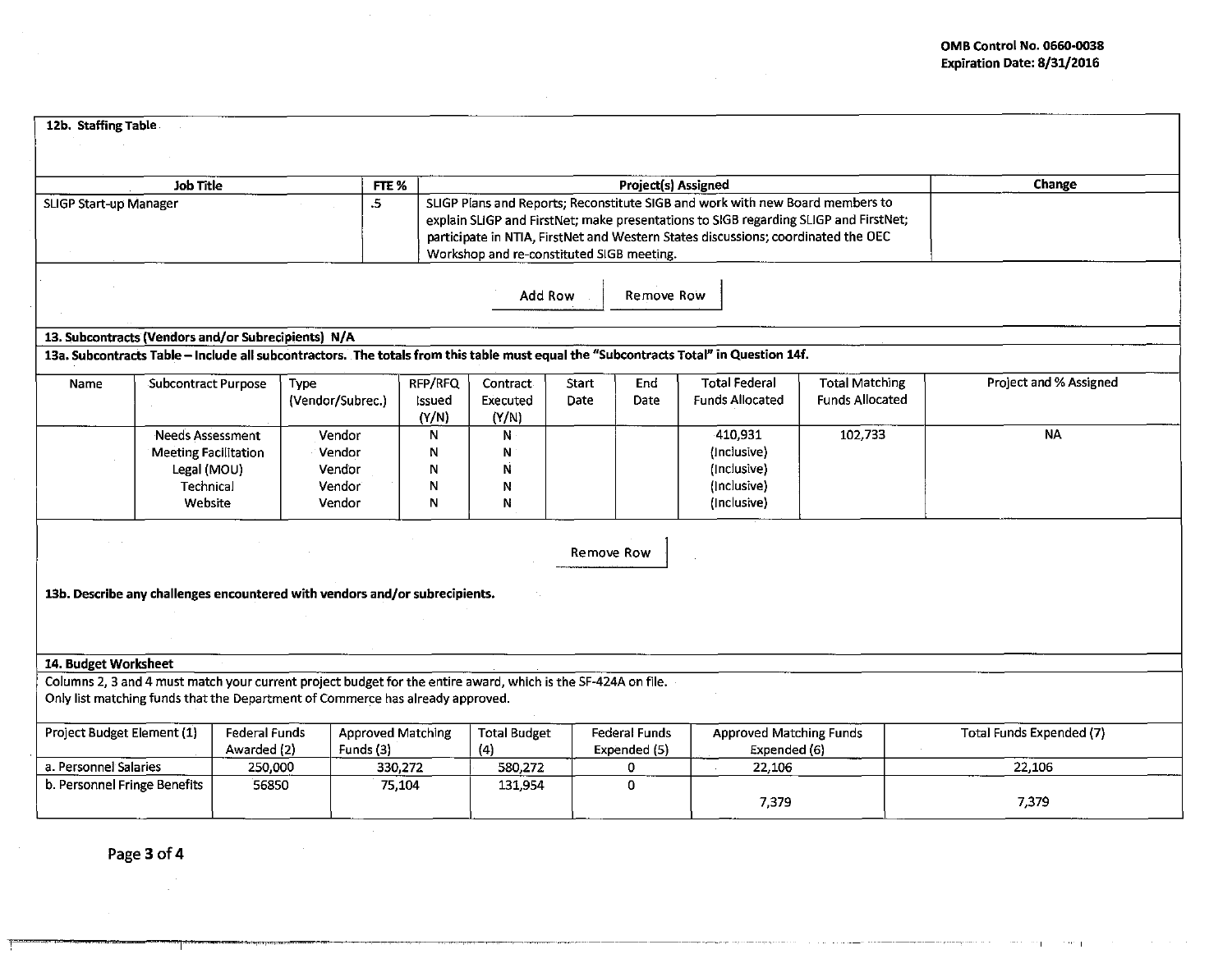OMB Control No. 0660-0038
Expiration Date: 8/31/2016

**12b. Staffing Table**

| Job Title | FTE % | Project(s) Assigned | Change |
|---|---|---|---|
| SLIGP Start-up Manager | .5 | SLIGP Plans and Reports; Reconstitute SIGB and work with new Board members to explain SLIGP and FirstNet; make presentations to SIGB regarding SLIGP and FirstNet; participate in NTIA, FirstNet and Western States discussions; coordinated the OEC Workshop and re-constituted SIGB meeting. | |

Add Row    Remove Row

**13. Subcontracts (Vendors and/or Subrecipients) N/A**

**13a. Subcontracts Table – Include all subcontractors. The totals from this table must equal the "Subcontracts Total" in Question 14f.**

| Name | Subcontract Purpose | Type (Vendor/Subrec.) | RFP/RFQ Issued (Y/N) | Contract Executed (Y/N) | Start Date | End Date | Total Federal Funds Allocated | Total Matching Funds Allocated | Project and % Assigned |
|---|---|---|---|---|---|---|---|---|---|
| | Needs Assessment | Vendor | N | N | | | 410,931 | 102,733 | NA |
| | Meeting Facilitation | Vendor | N | N | | | (Inclusive) | | |
| | Legal (MOU) | Vendor | N | N | | | (Inclusive) | | |
| | Technical | Vendor | N | N | | | (Inclusive) | | |
| | Website | Vendor | N | N | | | (Inclusive) | | |

Remove Row

**13b. Describe any challenges encountered with vendors and/or subrecipients.**

**14. Budget Worksheet**

Columns 2, 3 and 4 must match your current project budget for the entire award, which is the SF-424A on file.
Only list matching funds that the Department of Commerce has already approved.

| Project Budget Element (1) | Federal Funds Awarded (2) | Approved Matching Funds (3) | Total Budget (4) | Federal Funds Expended (5) | Approved Matching Funds Expended (6) | Total Funds Expended (7) |
|---|---|---|---|---|---|---|
| a. Personnel Salaries | 250,000 | 330,272 | 580,272 | 0 | 22,106 | 22,106 |
| b. Personnel Fringe Benefits | 56850 | 75,104 | 131,954 | 0 | 7,379 | 7,379 |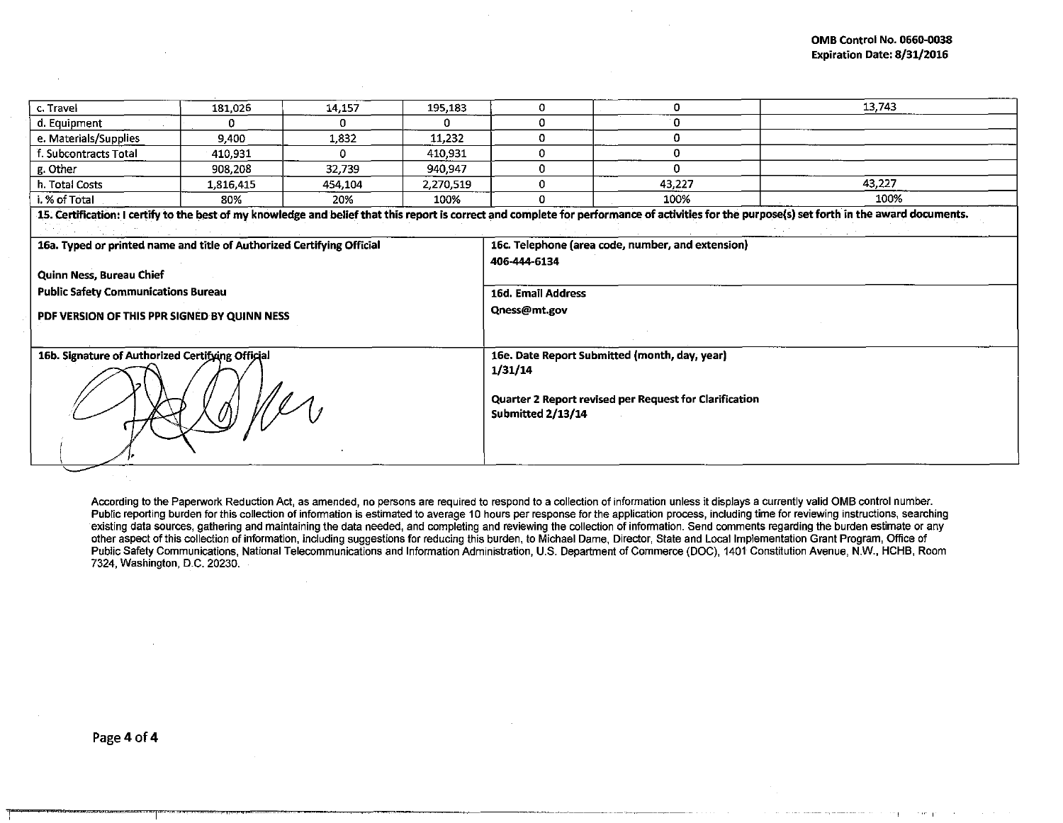| | | | | | | |
|---|---|---|---|---|---|---|
| c. Travel | 181,026 | 14,157 | 195,183 | 0 | 0 | 13,743 |
| d. Equipment | 0 | 0 | 0 | 0 | 0 | |
| e. Materials/Supplies | 9,400 | 1,832 | 11,232 | 0 | 0 | |
| f. Subcontracts Total | 410,931 | 0 | 410,931 | 0 | 0 | |
| g. Other | 908,208 | 32,739 | 940,947 | 0 | 0 | |
| h. Total Costs | 1,816,415 | 454,104 | 2,270,519 | 0 | 43,227 | 43,227 |
| i. % of Total | 80% | 20% | 100% | 0 | 100% | 100% |

**15. Certification: I certify to the best of my knowledge and belief that this report is correct and complete for performance of activities for the purpose(s) set forth in the award documents.**

| | |
|---|---|
| **16a. Typed or printed name and title of Authorized Certifying Official**<br><br>**Quinn Ness, Bureau Chief**<br>**Public Safety Communications Bureau**<br><br>**PDF VERSION OF THIS PPR SIGNED BY QUINN NESS** | **16c. Telephone (area code, number, and extension)**<br>**406-444-6134**<br><br>**16d. Email Address**<br>**Qness@mt.gov** |
| **16b. Signature of Authorized Certifying Official** | **16e. Date Report Submitted (month, day, year)**<br>**1/31/14**<br><br>**Quarter 2 Report revised per Request for Clarification**<br>**Submitted 2/13/14** |

According to the Paperwork Reduction Act, as amended, no persons are required to respond to a collection of information unless it displays a currently valid OMB control number. Public reporting burden for this collection of information is estimated to average 10 hours per response for the application process, including time for reviewing instructions, searching existing data sources, gathering and maintaining the data needed, and completing and reviewing the collection of information. Send comments regarding the burden estimate or any other aspect of this collection of information, including suggestions for reducing this burden, to Michael Dame, Director, State and Local Implementation Grant Program, Office of Public Safety Communications, National Telecommunications and Information Administration, U.S. Department of Commerce (DOC), 1401 Constitution Avenue, N.W., HCHB, Room 7324, Washington, D.C. 20230.